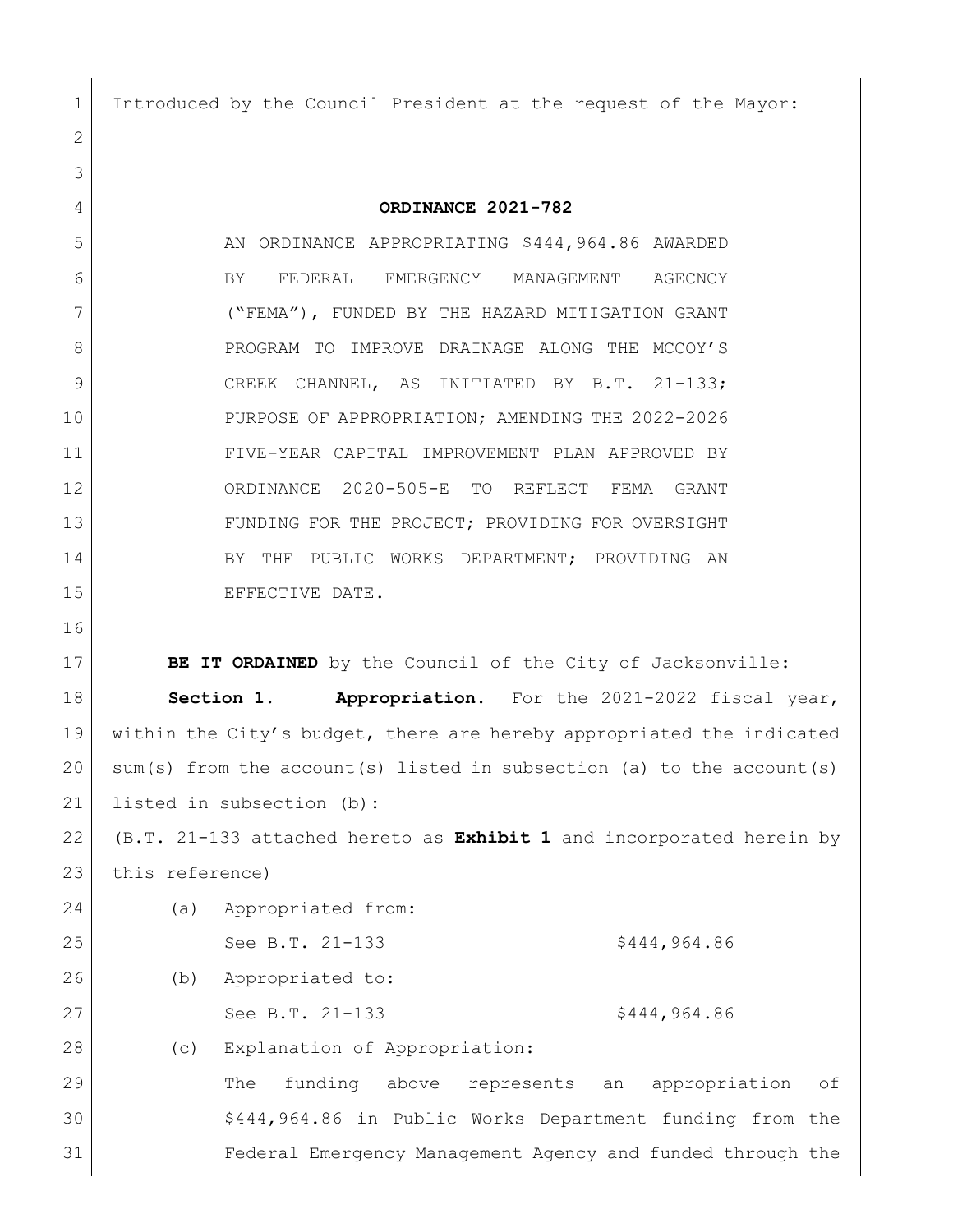Introduced by the Council President at the request of the Mayor:

**ORDINANCE 2021-782**

AN ORDINANCE APPROPRIATING $444,964.86 AWARDED BY FEDERAL EMERGENCY MANAGEMENT AGECNCY ("FEMA"), FUNDED BY THE HAZARD MITIGATION GRANT PROGRAM TO IMPROVE DRAINAGE ALONG THE MCCOY'S CREEK CHANNEL, AS INITIATED BY B.T. 21-133; PURPOSE OF APPROPRIATION; AMENDING THE 2022-2026 FIVE-YEAR CAPITAL IMPROVEMENT PLAN APPROVED BY ORDINANCE 2020-505-E TO REFLECT FEMA GRANT FUNDING FOR THE PROJECT; PROVIDING FOR OVERSIGHT BY THE PUBLIC WORKS DEPARTMENT; PROVIDING AN EFFECTIVE DATE.

**BE IT ORDAINED** by the Council of the City of Jacksonville:

**Section 1. Appropriation.** For the 2021-2022 fiscal year, within the City's budget, there are hereby appropriated the indicated sum(s) from the account(s) listed in subsection (a) to the account(s) listed in subsection (b):

(B.T. 21-133 attached hereto as **Exhibit 1** and incorporated herein by this reference)

(a) Appropriated from:

See B.T. 21-133 $444,964.86

(b) Appropriated to:

See B.T. 21-133 $444,964.86

(c) Explanation of Appropriation:

The funding above represents an appropriation of $444,964.86 in Public Works Department funding from the Federal Emergency Management Agency and funded through the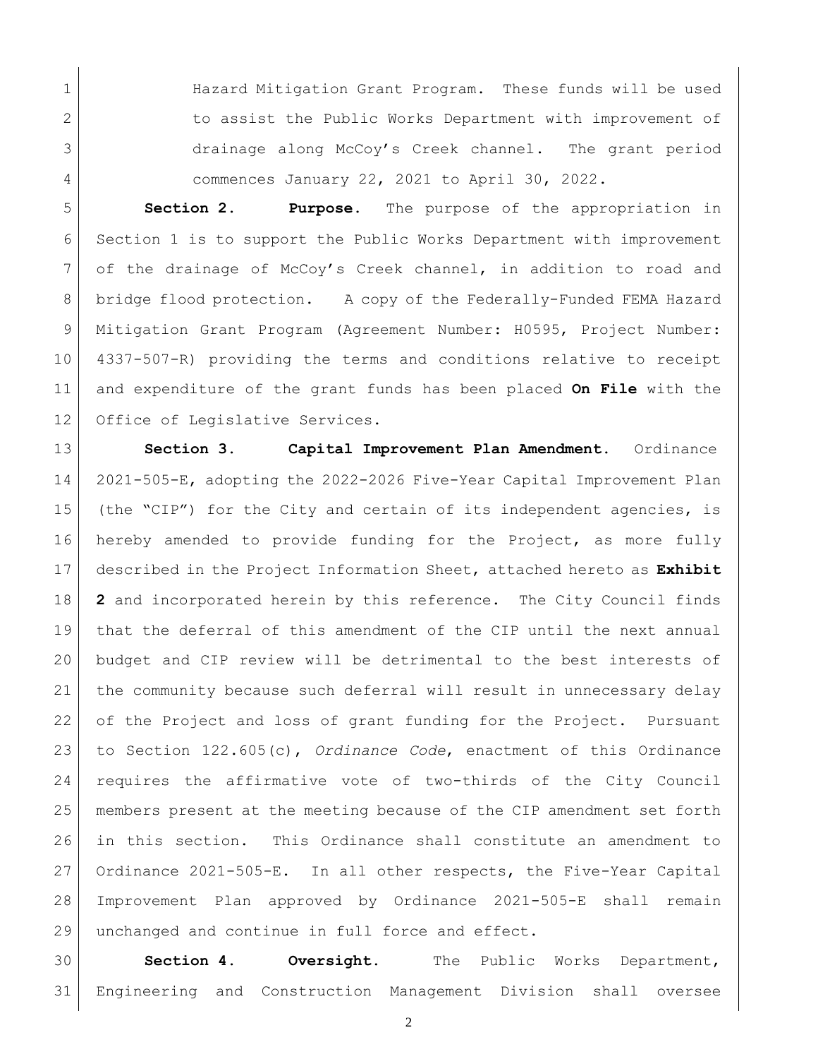Hazard Mitigation Grant Program. These funds will be used to assist the Public Works Department with improvement of drainage along McCoy's Creek channel. The grant period commences January 22, 2021 to April 30, 2022.

**Section 2. Purpose.** The purpose of the appropriation in Section 1 is to support the Public Works Department with improvement of the drainage of McCoy's Creek channel, in addition to road and bridge flood protection. A copy of the Federally-Funded FEMA Hazard Mitigation Grant Program (Agreement Number: H0595, Project Number: 4337-507-R) providing the terms and conditions relative to receipt and expenditure of the grant funds has been placed **On File** with the Office of Legislative Services.

**Section 3. Capital Improvement Plan Amendment.** Ordinance 2021-505-E, adopting the 2022-2026 Five-Year Capital Improvement Plan (the "CIP") for the City and certain of its independent agencies, is hereby amended to provide funding for the Project, as more fully described in the Project Information Sheet, attached hereto as **Exhibit 2** and incorporated herein by this reference. The City Council finds that the deferral of this amendment of the CIP until the next annual budget and CIP review will be detrimental to the best interests of the community because such deferral will result in unnecessary delay of the Project and loss of grant funding for the Project. Pursuant to Section 122.605(c), *Ordinance Code*, enactment of this Ordinance requires the affirmative vote of two-thirds of the City Council members present at the meeting because of the CIP amendment set forth in this section. This Ordinance shall constitute an amendment to Ordinance 2021-505-E. In all other respects, the Five-Year Capital Improvement Plan approved by Ordinance 2021-505-E shall remain unchanged and continue in full force and effect.

**Section 4. Oversight.** The Public Works Department, Engineering and Construction Management Division shall oversee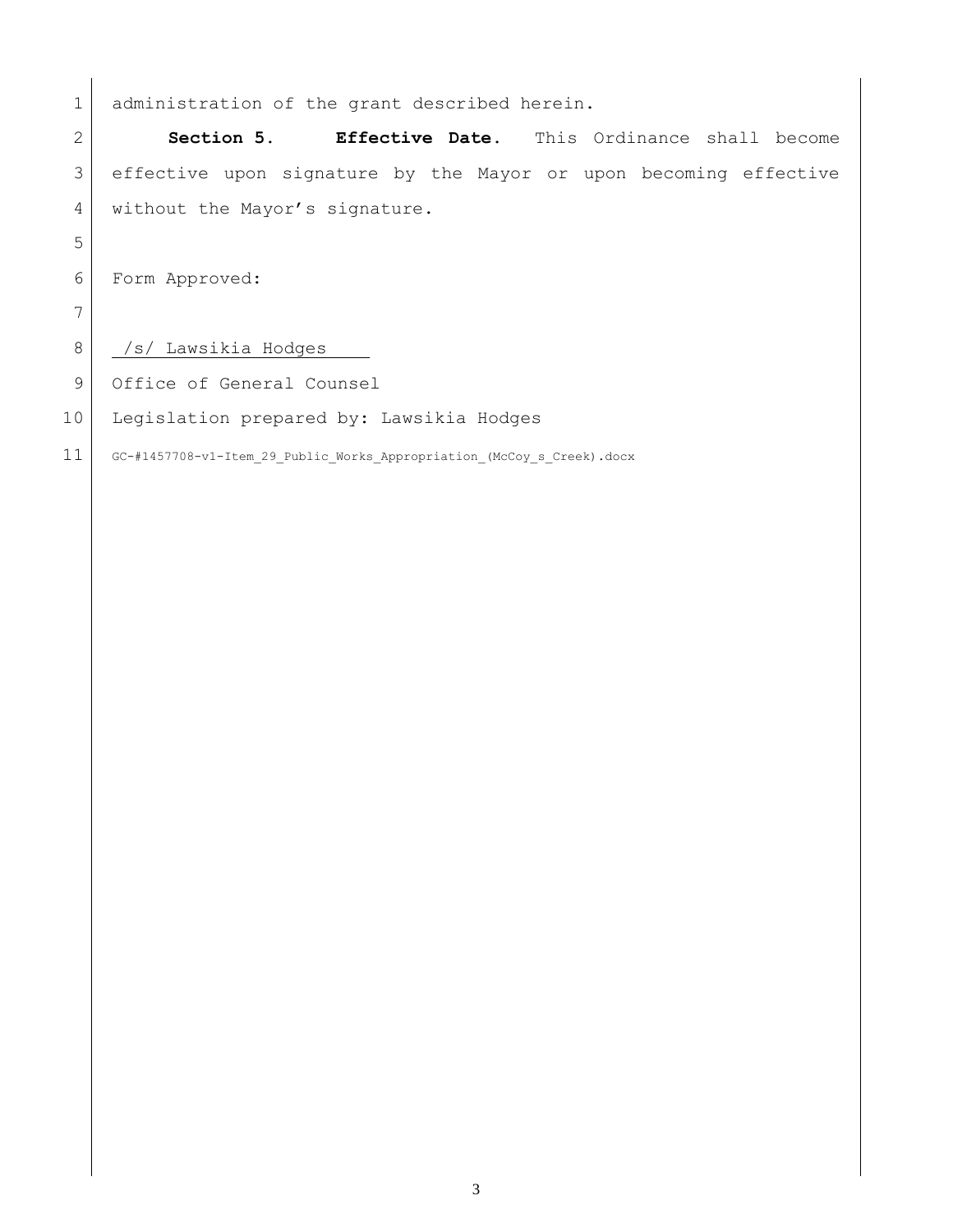administration of the grant described herein.

**Section 5. Effective Date.** This Ordinance shall become effective upon signature by the Mayor or upon becoming effective without the Mayor's signature.

Form Approved:

/s/ Lawsikia Hodges

Office of General Counsel

Legislation prepared by: Lawsikia Hodges

GC-#1457708-v1-Item_29_Public_Works_Appropriation_(McCoy_s_Creek).docx